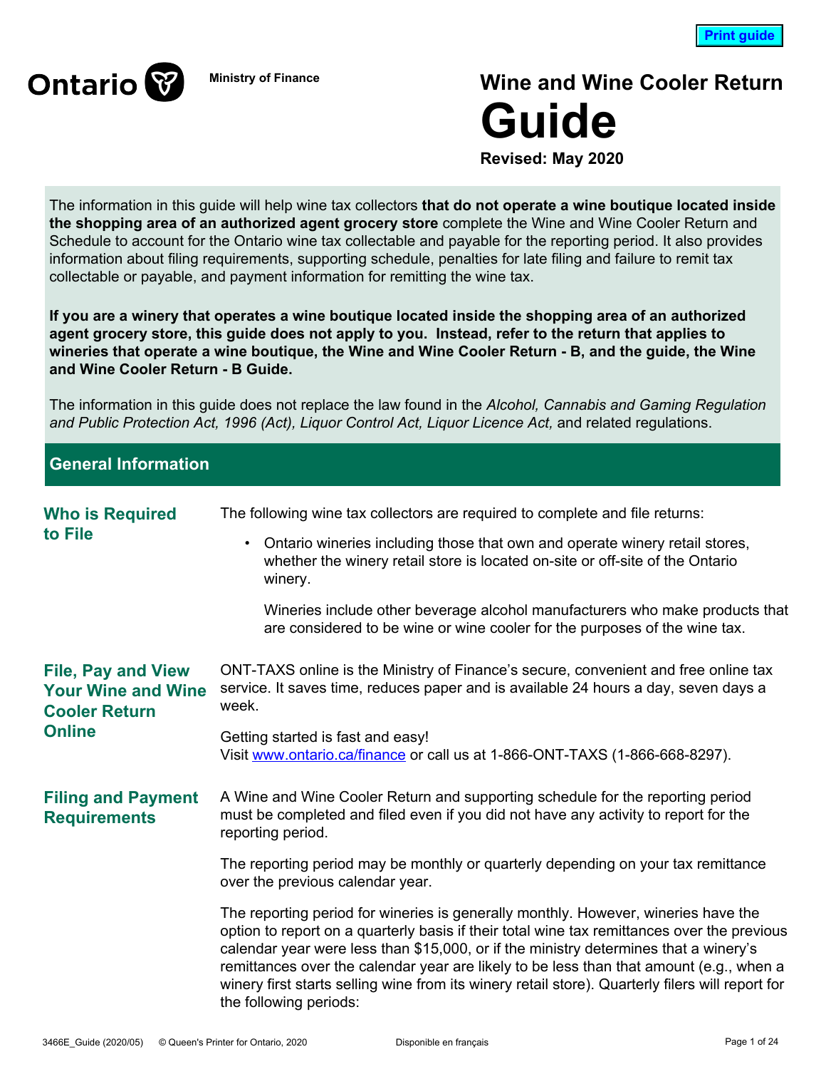Ontario Ministry of Finance

# Wine and Wine Cooler Return Guide

**Revised: May 2020**

The information in this guide will help wine tax collectors **that do not operate a wine boutique located inside the shopping area of an authorized agent grocery store** complete the Wine and Wine Cooler Return and Schedule to account for the Ontario wine tax collectable and payable for the reporting period. It also provides information about filing requirements, supporting schedule, penalties for late filing and failure to remit tax collectable or payable, and payment information for remitting the wine tax.

**If you are a winery that operates a wine boutique located inside the shopping area of an authorized agent grocery store, this guide does not apply to you. Instead, refer to the return that applies to wineries that operate a wine boutique, the Wine and Wine Cooler Return - B, and the guide, the Wine and Wine Cooler Return - B Guide.**

The information in this guide does not replace the law found in the *Alcohol, Cannabis and Gaming Regulation and Public Protection Act, 1996 (Act), Liquor Control Act, Liquor Licence Act,* and related regulations.

## General Information

### Who is Required to File

The following wine tax collectors are required to complete and file returns:

- Ontario wineries including those that own and operate winery retail stores, whether the winery retail store is located on-site or off-site of the Ontario winery.

  Wineries include other beverage alcohol manufacturers who make products that are considered to be wine or wine cooler for the purposes of the wine tax.

### File, Pay and View Your Wine and Wine Cooler Return Online

ONT-TAXS online is the Ministry of Finance's secure, convenient and free online tax service. It saves time, reduces paper and is available 24 hours a day, seven days a week.

Getting started is fast and easy!
Visit www.ontario.ca/finance or call us at 1-866-ONT-TAXS (1-866-668-8297).

### Filing and Payment Requirements

A Wine and Wine Cooler Return and supporting schedule for the reporting period must be completed and filed even if you did not have any activity to report for the reporting period.

The reporting period may be monthly or quarterly depending on your tax remittance over the previous calendar year.

The reporting period for wineries is generally monthly. However, wineries have the option to report on a quarterly basis if their total wine tax remittances over the previous calendar year were less than $15,000, or if the ministry determines that a winery's remittances over the calendar year are likely to be less than that amount (e.g., when a winery first starts selling wine from its winery retail store). Quarterly filers will report for the following periods: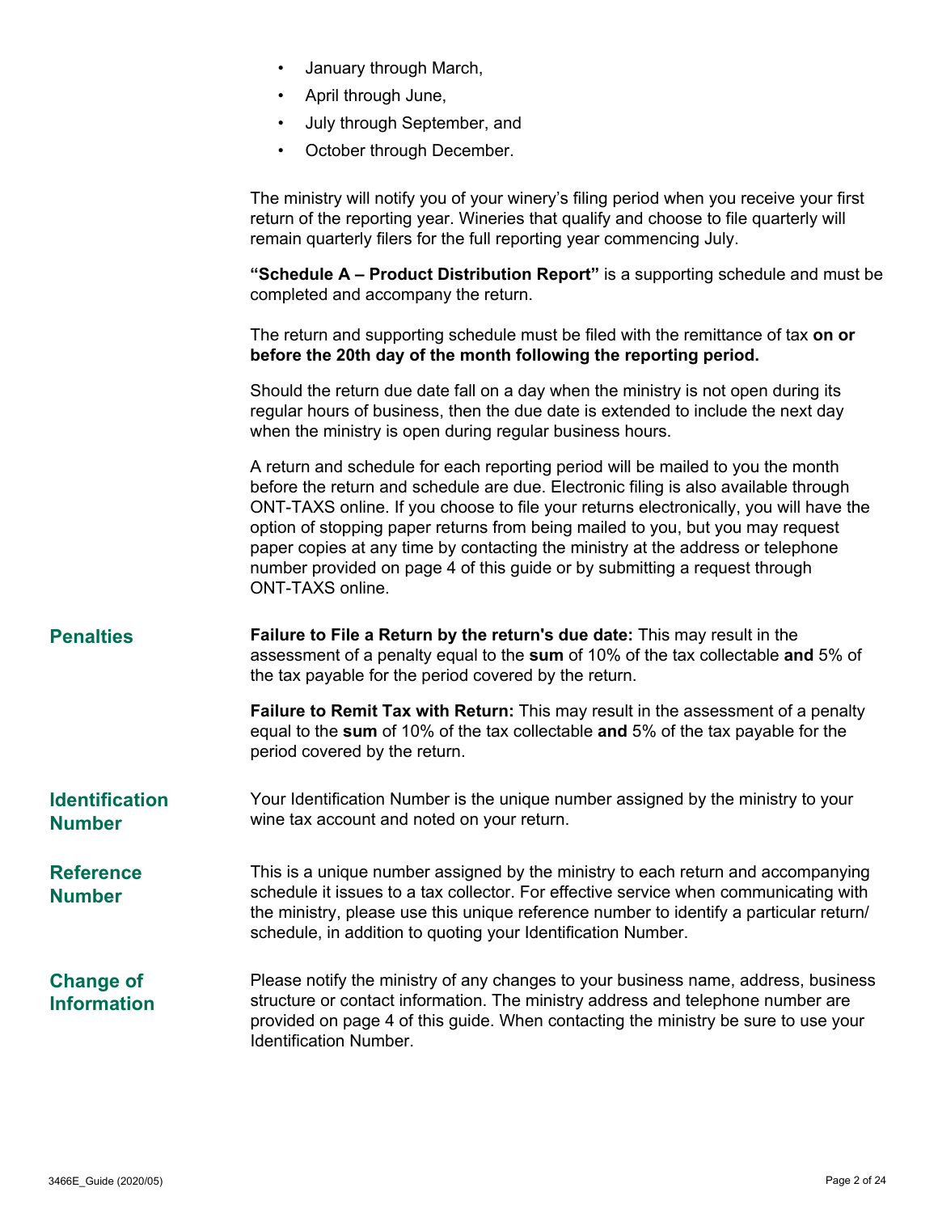- January through March,
- April through June,
- July through September, and
- October through December.

The ministry will notify you of your winery's filing period when you receive your first return of the reporting year. Wineries that qualify and choose to file quarterly will remain quarterly filers for the full reporting year commencing July.

**"Schedule A – Product Distribution Report"** is a supporting schedule and must be completed and accompany the return.

The return and supporting schedule must be filed with the remittance of tax **on or before the 20th day of the month following the reporting period.**

Should the return due date fall on a day when the ministry is not open during its regular hours of business, then the due date is extended to include the next day when the ministry is open during regular business hours.

A return and schedule for each reporting period will be mailed to you the month before the return and schedule are due. Electronic filing is also available through ONT-TAXS online. If you choose to file your returns electronically, you will have the option of stopping paper returns from being mailed to you, but you may request paper copies at any time by contacting the ministry at the address or telephone number provided on page 4 of this guide or by submitting a request through ONT-TAXS online.

## Penalties

**Failure to File a Return by the return's due date:** This may result in the assessment of a penalty equal to the **sum** of 10% of the tax collectable **and** 5% of the tax payable for the period covered by the return.

**Failure to Remit Tax with Return:** This may result in the assessment of a penalty equal to the **sum** of 10% of the tax collectable **and** 5% of the tax payable for the period covered by the return.

## Identification Number

Your Identification Number is the unique number assigned by the ministry to your wine tax account and noted on your return.

## Reference Number

This is a unique number assigned by the ministry to each return and accompanying schedule it issues to a tax collector. For effective service when communicating with the ministry, please use this unique reference number to identify a particular return/schedule, in addition to quoting your Identification Number.

## Change of Information

Please notify the ministry of any changes to your business name, address, business structure or contact information. The ministry address and telephone number are provided on page 4 of this guide. When contacting the ministry be sure to use your Identification Number.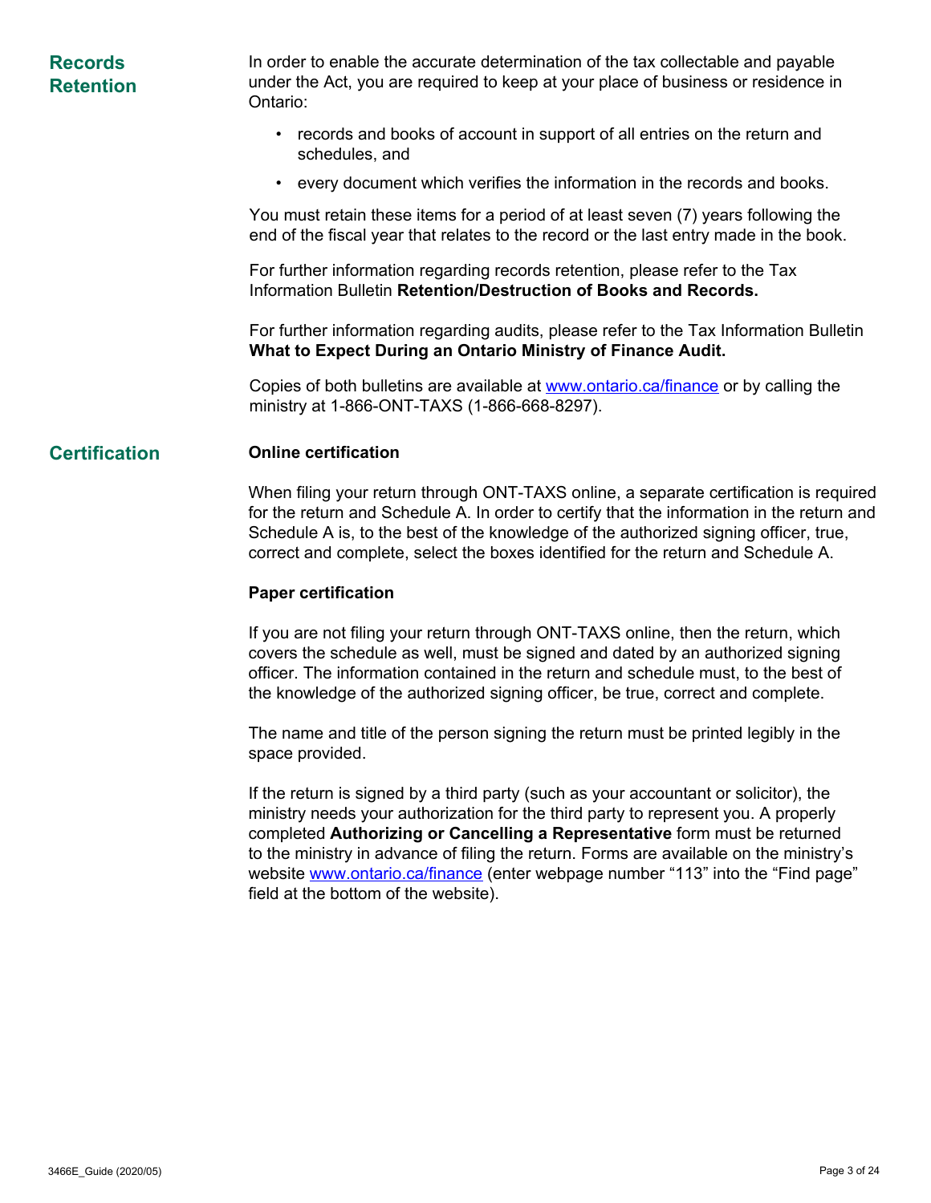## Records Retention

In order to enable the accurate determination of the tax collectable and payable under the Act, you are required to keep at your place of business or residence in Ontario:

- records and books of account in support of all entries on the return and schedules, and
- every document which verifies the information in the records and books.

You must retain these items for a period of at least seven (7) years following the end of the fiscal year that relates to the record or the last entry made in the book.

For further information regarding records retention, please refer to the Tax Information Bulletin **Retention/Destruction of Books and Records.**

For further information regarding audits, please refer to the Tax Information Bulletin **What to Expect During an Ontario Ministry of Finance Audit.**

Copies of both bulletins are available at www.ontario.ca/finance or by calling the ministry at 1-866-ONT-TAXS (1-866-668-8297).

## Certification

**Online certification**

When filing your return through ONT-TAXS online, a separate certification is required for the return and Schedule A. In order to certify that the information in the return and Schedule A is, to the best of the knowledge of the authorized signing officer, true, correct and complete, select the boxes identified for the return and Schedule A.

**Paper certification**

If you are not filing your return through ONT-TAXS online, then the return, which covers the schedule as well, must be signed and dated by an authorized signing officer. The information contained in the return and schedule must, to the best of the knowledge of the authorized signing officer, be true, correct and complete.

The name and title of the person signing the return must be printed legibly in the space provided.

If the return is signed by a third party (such as your accountant or solicitor), the ministry needs your authorization for the third party to represent you. A properly completed **Authorizing or Cancelling a Representative** form must be returned to the ministry in advance of filing the return. Forms are available on the ministry's website www.ontario.ca/finance (enter webpage number "113" into the "Find page" field at the bottom of the website).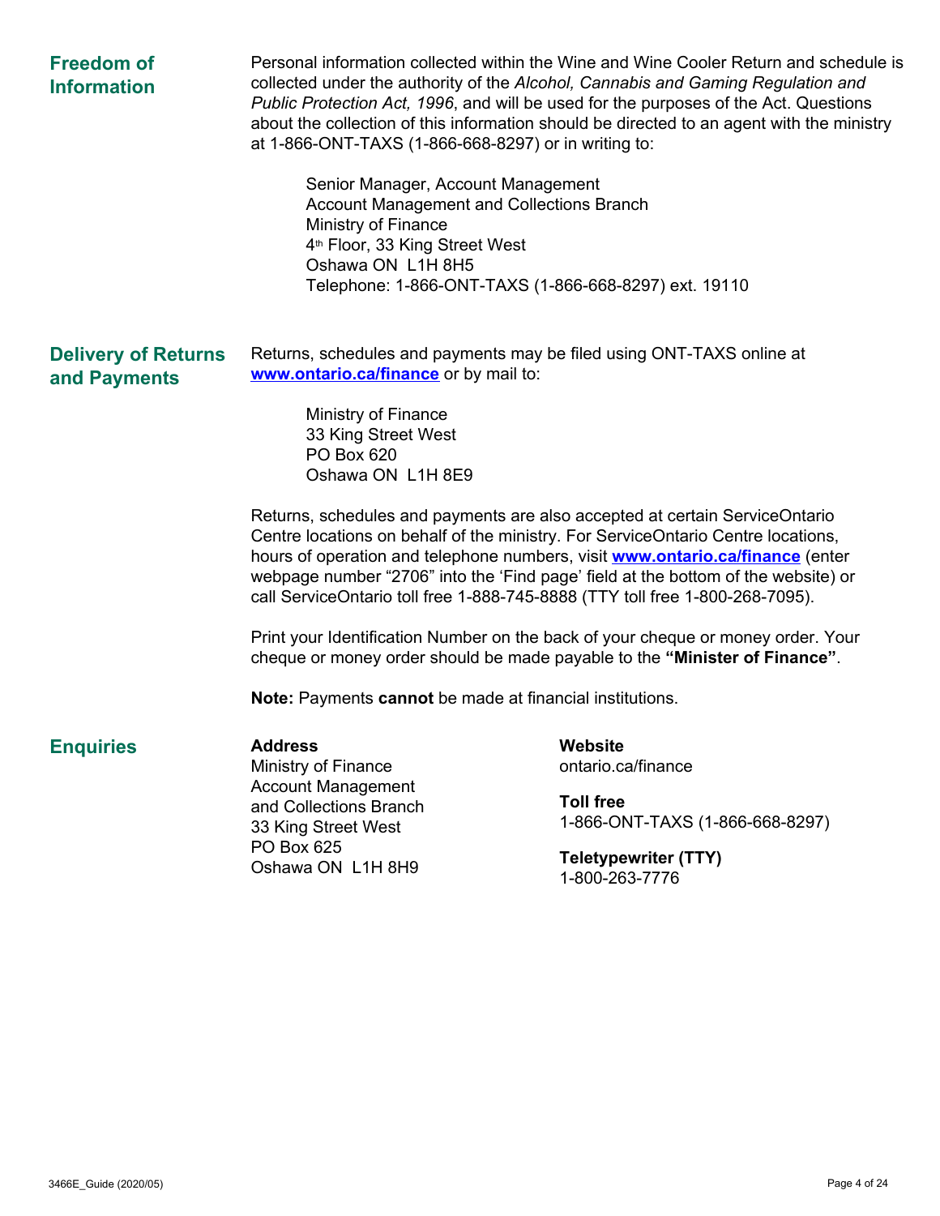## Freedom of Information

Personal information collected within the Wine and Wine Cooler Return and schedule is collected under the authority of the *Alcohol, Cannabis and Gaming Regulation and Public Protection Act, 1996*, and will be used for the purposes of the Act. Questions about the collection of this information should be directed to an agent with the ministry at 1-866-ONT-TAXS (1-866-668-8297) or in writing to:

Senior Manager, Account Management
Account Management and Collections Branch
Ministry of Finance
4th Floor, 33 King Street West
Oshawa ON L1H 8H5
Telephone: 1-866-ONT-TAXS (1-866-668-8297) ext. 19110

## Delivery of Returns and Payments

Returns, schedules and payments may be filed using ONT-TAXS online at **[www.ontario.ca/finance](http://www.ontario.ca/finance)** or by mail to:

Ministry of Finance
33 King Street West
PO Box 620
Oshawa ON L1H 8E9

Returns, schedules and payments are also accepted at certain ServiceOntario Centre locations on behalf of the ministry. For ServiceOntario Centre locations, hours of operation and telephone numbers, visit **[www.ontario.ca/finance](http://www.ontario.ca/finance)** (enter webpage number “2706” into the ‘Find page’ field at the bottom of the website) or call ServiceOntario toll free 1-888-745-8888 (TTY toll free 1-800-268-7095).

Print your Identification Number on the back of your cheque or money order. Your cheque or money order should be made payable to the **“Minister of Finance”**.

**Note:** Payments **cannot** be made at financial institutions.

## Enquiries

**Address**
Ministry of Finance
Account Management
and Collections Branch
33 King Street West
PO Box 625
Oshawa ON L1H 8H9

**Website**
ontario.ca/finance

**Toll free**
1-866-ONT-TAXS (1-866-668-8297)

**Teletypewriter (TTY)**
1-800-263-7776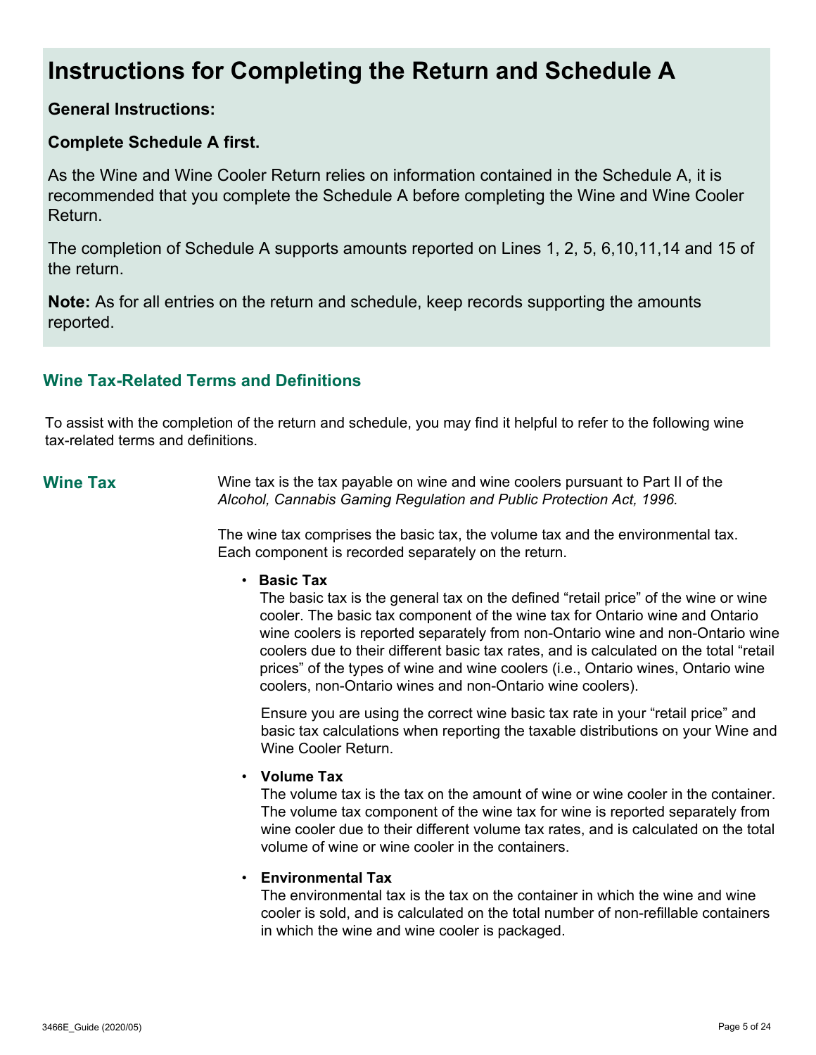# Instructions for Completing the Return and Schedule A

**General Instructions:**

**Complete Schedule A first.**

As the Wine and Wine Cooler Return relies on information contained in the Schedule A, it is recommended that you complete the Schedule A before completing the Wine and Wine Cooler Return.

The completion of Schedule A supports amounts reported on Lines 1, 2, 5, 6,10,11,14 and 15 of the return.

**Note:** As for all entries on the return and schedule, keep records supporting the amounts reported.

## Wine Tax-Related Terms and Definitions

To assist with the completion of the return and schedule, you may find it helpful to refer to the following wine tax-related terms and definitions.

### Wine Tax

Wine tax is the tax payable on wine and wine coolers pursuant to Part II of the *Alcohol, Cannabis Gaming Regulation and Public Protection Act, 1996.*

The wine tax comprises the basic tax, the volume tax and the environmental tax. Each component is recorded separately on the return.

- **Basic Tax**
  The basic tax is the general tax on the defined "retail price" of the wine or wine cooler. The basic tax component of the wine tax for Ontario wine and Ontario wine coolers is reported separately from non-Ontario wine and non-Ontario wine coolers due to their different basic tax rates, and is calculated on the total "retail prices" of the types of wine and wine coolers (i.e., Ontario wines, Ontario wine coolers, non-Ontario wines and non-Ontario wine coolers).

  Ensure you are using the correct wine basic tax rate in your "retail price" and basic tax calculations when reporting the taxable distributions on your Wine and Wine Cooler Return.

- **Volume Tax**
  The volume tax is the tax on the amount of wine or wine cooler in the container. The volume tax component of the wine tax for wine is reported separately from wine cooler due to their different volume tax rates, and is calculated on the total volume of wine or wine cooler in the containers.

- **Environmental Tax**
  The environmental tax is the tax on the container in which the wine and wine cooler is sold, and is calculated on the total number of non-refillable containers in which the wine and wine cooler is packaged.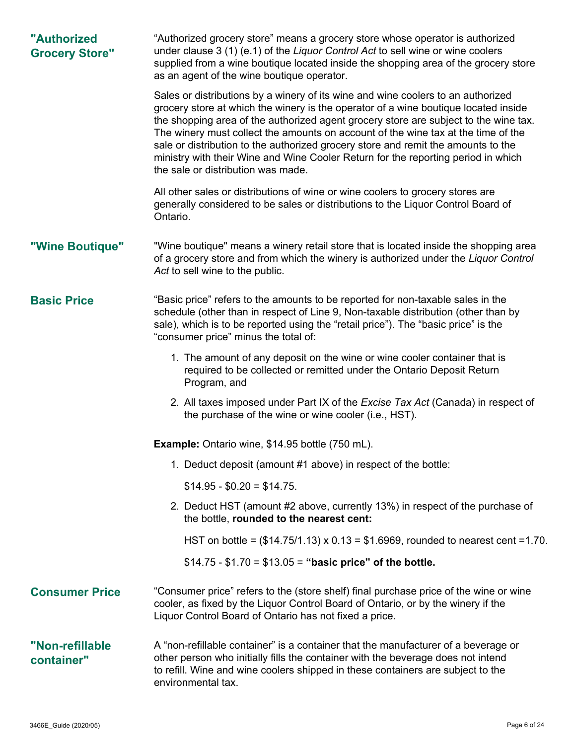### "Authorized Grocery Store"

"Authorized grocery store" means a grocery store whose operator is authorized under clause 3 (1) (e.1) of the *Liquor Control Act* to sell wine or wine coolers supplied from a wine boutique located inside the shopping area of the grocery store as an agent of the wine boutique operator.

Sales or distributions by a winery of its wine and wine coolers to an authorized grocery store at which the winery is the operator of a wine boutique located inside the shopping area of the authorized agent grocery store are subject to the wine tax. The winery must collect the amounts on account of the wine tax at the time of the sale or distribution to the authorized grocery store and remit the amounts to the ministry with their Wine and Wine Cooler Return for the reporting period in which the sale or distribution was made.

All other sales or distributions of wine or wine coolers to grocery stores are generally considered to be sales or distributions to the Liquor Control Board of Ontario.

### "Wine Boutique"

"Wine boutique" means a winery retail store that is located inside the shopping area of a grocery store and from which the winery is authorized under the *Liquor Control Act* to sell wine to the public.

### Basic Price

"Basic price" refers to the amounts to be reported for non-taxable sales in the schedule (other than in respect of Line 9, Non-taxable distribution (other than by sale), which is to be reported using the "retail price"). The "basic price" is the "consumer price" minus the total of:

1. The amount of any deposit on the wine or wine cooler container that is required to be collected or remitted under the Ontario Deposit Return Program, and
2. All taxes imposed under Part IX of the *Excise Tax Act* (Canada) in respect of the purchase of the wine or wine cooler (i.e., HST).

**Example:** Ontario wine, $14.95 bottle (750 mL).

1. Deduct deposit (amount #1 above) in respect of the bottle:

   $14.95 - $0.20 = $14.75.

2. Deduct HST (amount #2 above, currently 13%) in respect of the purchase of the bottle, **rounded to the nearest cent:**

   HST on bottle = ($14.75/1.13) x 0.13 = $1.6969, rounded to nearest cent =1.70.

   $14.75 - $1.70 = $13.05 = **"basic price" of the bottle.**

### Consumer Price

"Consumer price" refers to the (store shelf) final purchase price of the wine or wine cooler, as fixed by the Liquor Control Board of Ontario, or by the winery if the Liquor Control Board of Ontario has not fixed a price.

### "Non-refillable container"

A "non-refillable container" is a container that the manufacturer of a beverage or other person who initially fills the container with the beverage does not intend to refill. Wine and wine coolers shipped in these containers are subject to the environmental tax.

3466E_Guide (2020/05)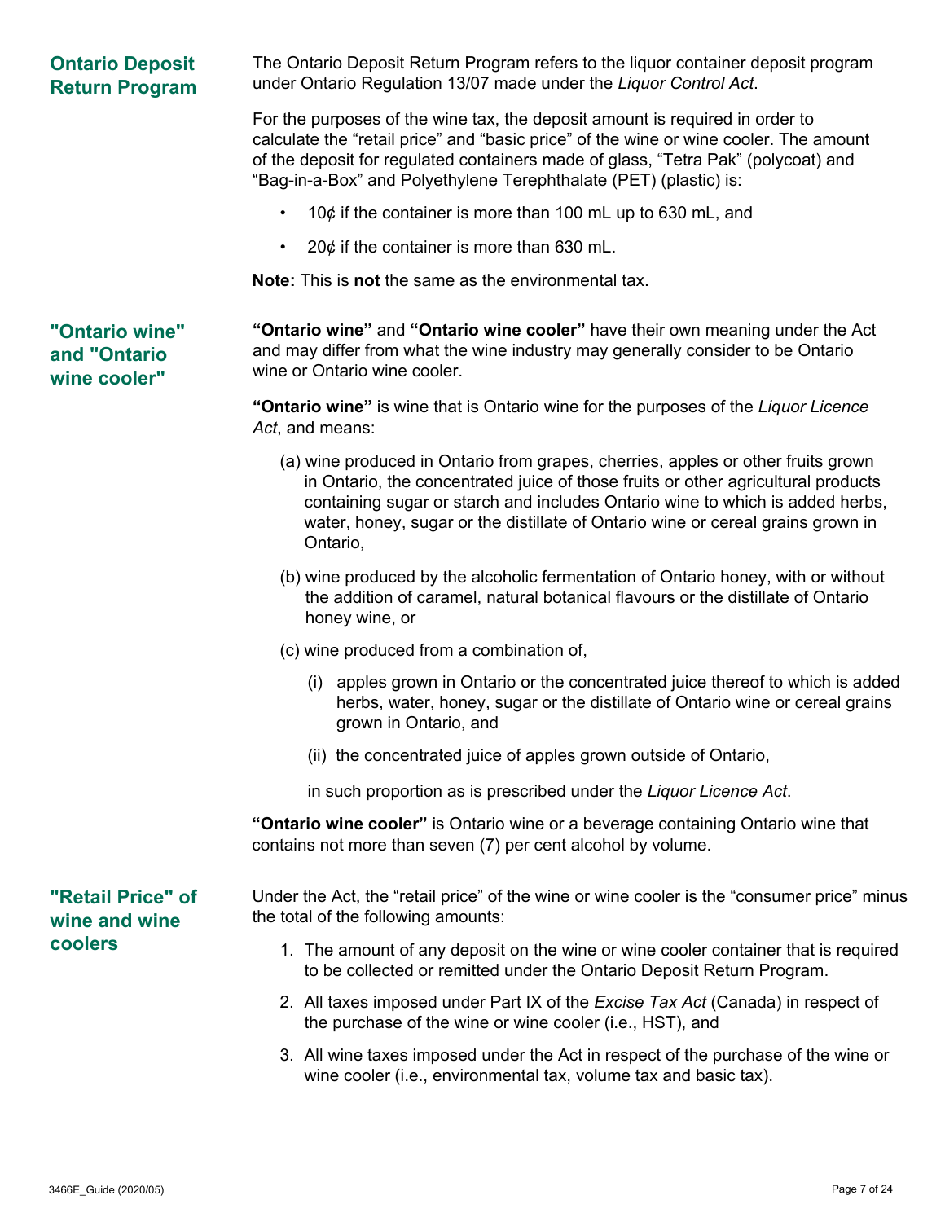## Ontario Deposit Return Program

The Ontario Deposit Return Program refers to the liquor container deposit program under Ontario Regulation 13/07 made under the *Liquor Control Act*.

For the purposes of the wine tax, the deposit amount is required in order to calculate the "retail price" and "basic price" of the wine or wine cooler. The amount of the deposit for regulated containers made of glass, "Tetra Pak" (polycoat) and "Bag-in-a-Box" and Polyethylene Terephthalate (PET) (plastic) is:

- 10¢ if the container is more than 100 mL up to 630 mL, and
- 20¢ if the container is more than 630 mL.

**Note:** This is **not** the same as the environmental tax.

## "Ontario wine" and "Ontario wine cooler"

**"Ontario wine"** and **"Ontario wine cooler"** have their own meaning under the Act and may differ from what the wine industry may generally consider to be Ontario wine or Ontario wine cooler.

**"Ontario wine"** is wine that is Ontario wine for the purposes of the *Liquor Licence Act*, and means:

(a) wine produced in Ontario from grapes, cherries, apples or other fruits grown in Ontario, the concentrated juice of those fruits or other agricultural products containing sugar or starch and includes Ontario wine to which is added herbs, water, honey, sugar or the distillate of Ontario wine or cereal grains grown in Ontario,

(b) wine produced by the alcoholic fermentation of Ontario honey, with or without the addition of caramel, natural botanical flavours or the distillate of Ontario honey wine, or

(c) wine produced from a combination of,

 (i) apples grown in Ontario or the concentrated juice thereof to which is added herbs, water, honey, sugar or the distillate of Ontario wine or cereal grains grown in Ontario, and

 (ii) the concentrated juice of apples grown outside of Ontario,

 in such proportion as is prescribed under the *Liquor Licence Act*.

**"Ontario wine cooler"** is Ontario wine or a beverage containing Ontario wine that contains not more than seven (7) per cent alcohol by volume.

## "Retail Price" of wine and wine coolers

Under the Act, the "retail price" of the wine or wine cooler is the "consumer price" minus the total of the following amounts:

1. The amount of any deposit on the wine or wine cooler container that is required to be collected or remitted under the Ontario Deposit Return Program.
2. All taxes imposed under Part IX of the *Excise Tax Act* (Canada) in respect of the purchase of the wine or wine cooler (i.e., HST), and
3. All wine taxes imposed under the Act in respect of the purchase of the wine or wine cooler (i.e., environmental tax, volume tax and basic tax).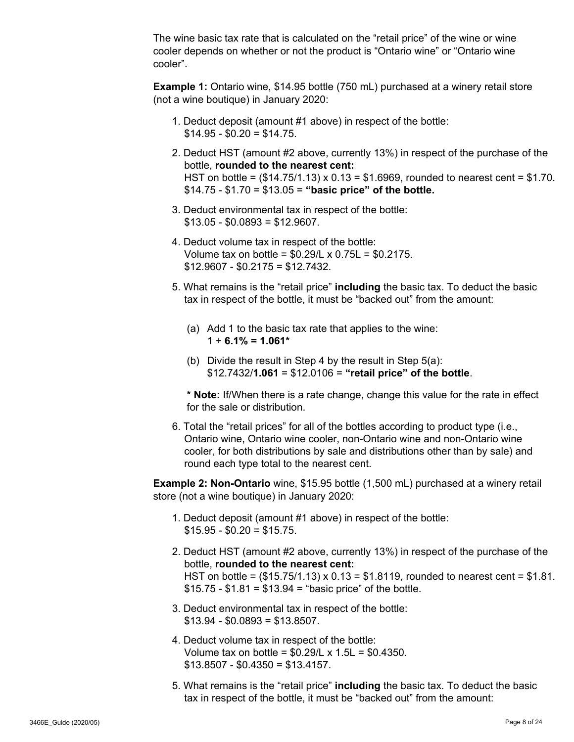The wine basic tax rate that is calculated on the “retail price” of the wine or wine cooler depends on whether or not the product is “Ontario wine” or “Ontario wine cooler”.

**Example 1:** Ontario wine, $14.95 bottle (750 mL) purchased at a winery retail store (not a wine boutique) in January 2020:

1. Deduct deposit (amount #1 above) in respect of the bottle:  
   $14.95 - $0.20 = $14.75.
2. Deduct HST (amount #2 above, currently 13%) in respect of the purchase of the bottle, **rounded to the nearest cent:**  
   HST on bottle = ($14.75/1.13) x 0.13 = $1.6969, rounded to nearest cent = $1.70.  
   $14.75 - $1.70 = $13.05 = **“basic price” of the bottle.**
3. Deduct environmental tax in respect of the bottle:  
   $13.05 - $0.0893 = $12.9607.
4. Deduct volume tax in respect of the bottle:  
   Volume tax on bottle = $0.29/L x 0.75L = $0.2175.  
   $12.9607 - $0.2175 = $12.7432.
5. What remains is the “retail price” **including** the basic tax. To deduct the basic tax in respect of the bottle, it must be “backed out” from the amount:

   (a) Add 1 to the basic tax rate that applies to the wine:  
   1 + **6.1% = 1.061***

   (b) Divide the result in Step 4 by the result in Step 5(a):  
   $12.7432/**1.061** = $12.0106 = **“retail price” of the bottle**.

   *** Note:** If/When there is a rate change, change this value for the rate in effect for the sale or distribution.
6. Total the “retail prices” for all of the bottles according to product type (i.e., Ontario wine, Ontario wine cooler, non-Ontario wine and non-Ontario wine cooler, for both distributions by sale and distributions other than by sale) and round each type total to the nearest cent.

**Example 2: Non-Ontario** wine, $15.95 bottle (1,500 mL) purchased at a winery retail store (not a wine boutique) in January 2020:

1. Deduct deposit (amount #1 above) in respect of the bottle:  
   $15.95 - $0.20 = $15.75.
2. Deduct HST (amount #2 above, currently 13%) in respect of the purchase of the bottle, **rounded to the nearest cent:**  
   HST on bottle = ($15.75/1.13) x 0.13 = $1.8119, rounded to nearest cent = $1.81.  
   $15.75 - $1.81 = $13.94 = “basic price” of the bottle.
3. Deduct environmental tax in respect of the bottle:  
   $13.94 - $0.0893 = $13.8507.
4. Deduct volume tax in respect of the bottle:  
   Volume tax on bottle = $0.29/L x 1.5L = $0.4350.  
   $13.8507 - $0.4350 = $13.4157.
5. What remains is the “retail price” **including** the basic tax. To deduct the basic tax in respect of the bottle, it must be “backed out” from the amount: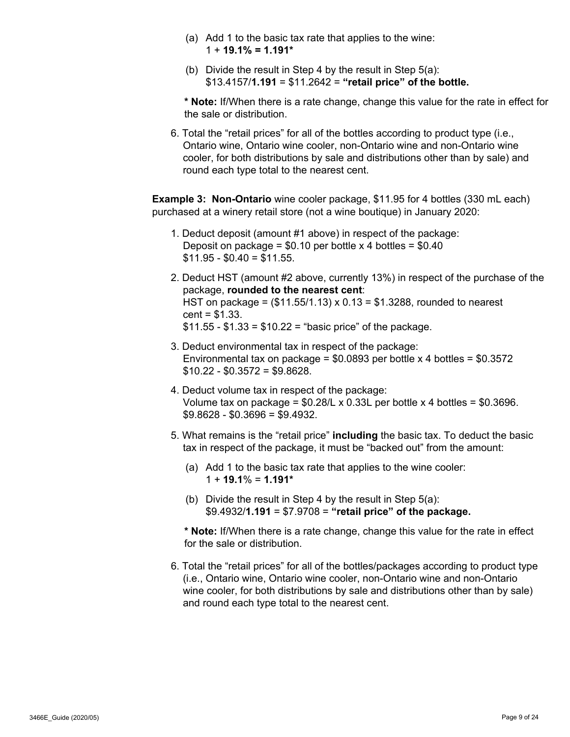(a) Add 1 to the basic tax rate that applies to the wine:
1 + **19.1% = 1.191***

(b) Divide the result in Step 4 by the result in Step 5(a):
$13.4157/**1.191** = $11.2642 = **"retail price" of the bottle.**

**\* Note:** If/When there is a rate change, change this value for the rate in effect for the sale or distribution.

6. Total the "retail prices" for all of the bottles according to product type (i.e., Ontario wine, Ontario wine cooler, non-Ontario wine and non-Ontario wine cooler, for both distributions by sale and distributions other than by sale) and round each type total to the nearest cent.

**Example 3: Non-Ontario** wine cooler package, $11.95 for 4 bottles (330 mL each) purchased at a winery retail store (not a wine boutique) in January 2020:

1. Deduct deposit (amount #1 above) in respect of the package:
   Deposit on package = $0.10 per bottle x 4 bottles = $0.40
   $11.95 - $0.40 = $11.55.

2. Deduct HST (amount #2 above, currently 13%) in respect of the purchase of the package, **rounded to the nearest cent**:
   HST on package = ($11.55/1.13) x 0.13 = $1.3288, rounded to nearest cent = $1.33.
   $11.55 - $1.33 = $10.22 = "basic price" of the package.

3. Deduct environmental tax in respect of the package:
   Environmental tax on package = $0.0893 per bottle x 4 bottles = $0.3572
   $10.22 - $0.3572 = $9.8628.

4. Deduct volume tax in respect of the package:
   Volume tax on package = $0.28/L x 0.33L per bottle x 4 bottles = $0.3696.
   $9.8628 - $0.3696 = $9.4932.

5. What remains is the "retail price" **including** the basic tax. To deduct the basic tax in respect of the package, it must be "backed out" from the amount:

   (a) Add 1 to the basic tax rate that applies to the wine cooler:
   1 + **19.1**% = **1.191***

   (b) Divide the result in Step 4 by the result in Step 5(a):
   $9.4932/**1.191** = $7.9708 = **"retail price" of the package.**

   **\* Note:** If/When there is a rate change, change this value for the rate in effect for the sale or distribution.

6. Total the "retail prices" for all of the bottles/packages according to product type (i.e., Ontario wine, Ontario wine cooler, non-Ontario wine and non-Ontario wine cooler, for both distributions by sale and distributions other than by sale) and round each type total to the nearest cent.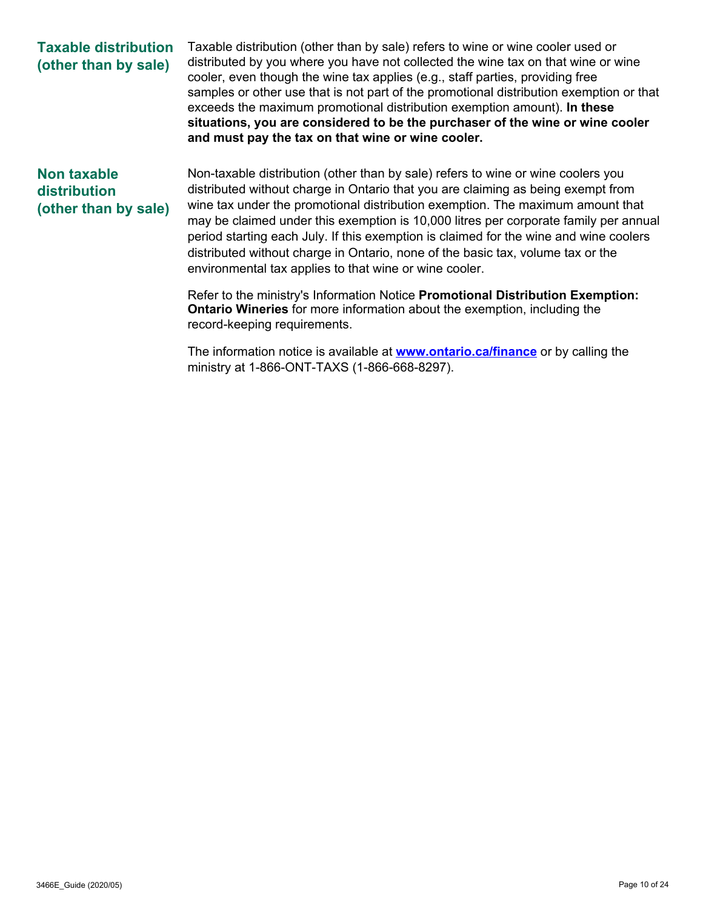### Taxable distribution (other than by sale)

Taxable distribution (other than by sale) refers to wine or wine cooler used or distributed by you where you have not collected the wine tax on that wine or wine cooler, even though the wine tax applies (e.g., staff parties, providing free samples or other use that is not part of the promotional distribution exemption or that exceeds the maximum promotional distribution exemption amount). **In these situations, you are considered to be the purchaser of the wine or wine cooler and must pay the tax on that wine or wine cooler.**

### Non taxable distribution (other than by sale)

Non-taxable distribution (other than by sale) refers to wine or wine coolers you distributed without charge in Ontario that you are claiming as being exempt from wine tax under the promotional distribution exemption. The maximum amount that may be claimed under this exemption is 10,000 litres per corporate family per annual period starting each July. If this exemption is claimed for the wine and wine coolers distributed without charge in Ontario, none of the basic tax, volume tax or the environmental tax applies to that wine or wine cooler.

Refer to the ministry's Information Notice **Promotional Distribution Exemption: Ontario Wineries** for more information about the exemption, including the record-keeping requirements.

The information notice is available at **[www.ontario.ca/finance](www.ontario.ca/finance)** or by calling the ministry at 1-866-ONT-TAXS (1-866-668-8297).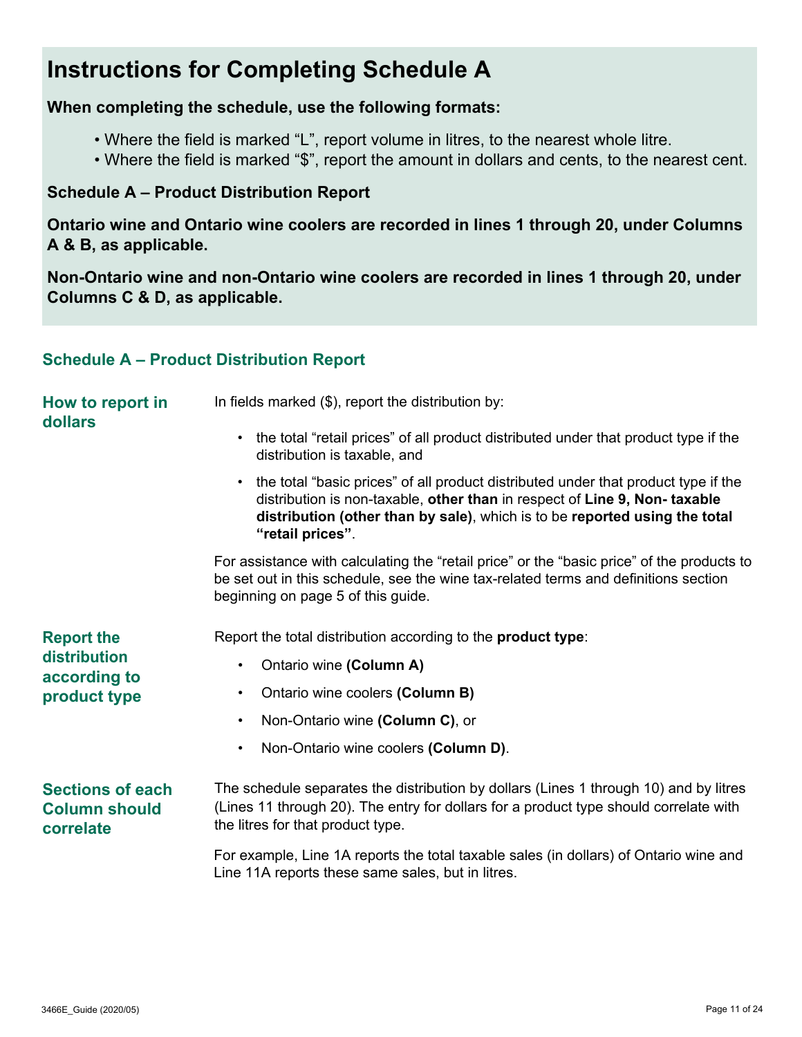# Instructions for Completing Schedule A

**When completing the schedule, use the following formats:**

- Where the field is marked "L", report volume in litres, to the nearest whole litre.
- Where the field is marked "$", report the amount in dollars and cents, to the nearest cent.

**Schedule A – Product Distribution Report**

**Ontario wine and Ontario wine coolers are recorded in lines 1 through 20, under Columns A & B, as applicable.**

**Non-Ontario wine and non-Ontario wine coolers are recorded in lines 1 through 20, under Columns C & D, as applicable.**

## Schedule A – Product Distribution Report

### How to report in dollars

In fields marked ($), report the distribution by:

- the total "retail prices" of all product distributed under that product type if the distribution is taxable, and
- the total "basic prices" of all product distributed under that product type if the distribution is non-taxable, **other than** in respect of **Line 9, Non- taxable distribution (other than by sale)**, which is to be **reported using the total "retail prices"**.

For assistance with calculating the "retail price" or the "basic price" of the products to be set out in this schedule, see the wine tax-related terms and definitions section beginning on page 5 of this guide.

### Report the distribution according to product type

Report the total distribution according to the **product type**:

- Ontario wine **(Column A)**
- Ontario wine coolers **(Column B)**
- Non-Ontario wine **(Column C)**, or
- Non-Ontario wine coolers **(Column D)**.

### Sections of each Column should correlate

The schedule separates the distribution by dollars (Lines 1 through 10) and by litres (Lines 11 through 20). The entry for dollars for a product type should correlate with the litres for that product type.

For example, Line 1A reports the total taxable sales (in dollars) of Ontario wine and Line 11A reports these same sales, but in litres.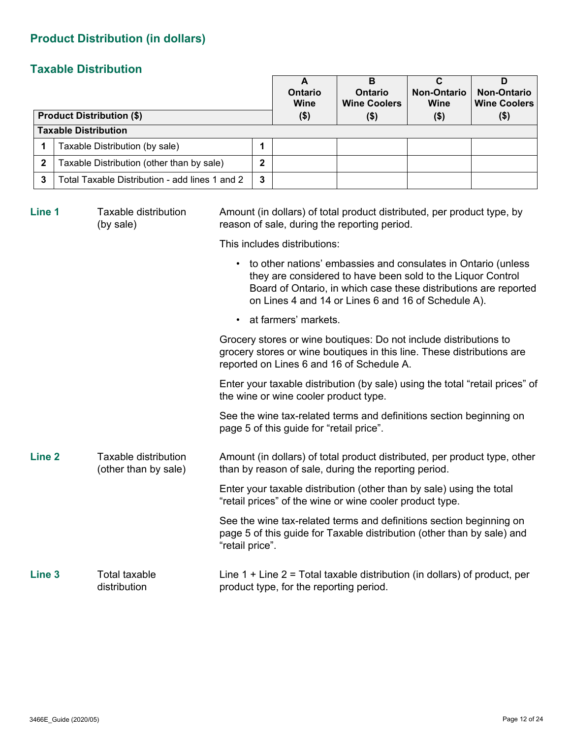## Product Distribution (in dollars)

### Taxable Distribution

| Product Distribution ($) | | | A Ontario Wine ($) | B Ontario Wine Coolers ($) | C Non-Ontario Wine ($) | D Non-Ontario Wine Coolers ($) |
|---|---|---|---|---|---|---|
| **Taxable Distribution** | | | | | | |
| 1 | Taxable Distribution (by sale) | 1 | | | | |
| 2 | Taxable Distribution (other than by sale) | 2 | | | | |
| 3 | Total Taxable Distribution - add lines 1 and 2 | 3 | | | | |

**Line 1** Taxable distribution (by sale)

Amount (in dollars) of total product distributed, per product type, by reason of sale, during the reporting period.

This includes distributions:

- to other nations' embassies and consulates in Ontario (unless they are considered to have been sold to the Liquor Control Board of Ontario, in which case these distributions are reported on Lines 4 and 14 or Lines 6 and 16 of Schedule A).
- at farmers' markets.

Grocery stores or wine boutiques: Do not include distributions to grocery stores or wine boutiques in this line. These distributions are reported on Lines 6 and 16 of Schedule A.

Enter your taxable distribution (by sale) using the total "retail prices" of the wine or wine cooler product type.

See the wine tax-related terms and definitions section beginning on page 5 of this guide for "retail price".

**Line 2** Taxable distribution (other than by sale)

Amount (in dollars) of total product distributed, per product type, other than by reason of sale, during the reporting period.

Enter your taxable distribution (other than by sale) using the total "retail prices" of the wine or wine cooler product type.

See the wine tax-related terms and definitions section beginning on page 5 of this guide for Taxable distribution (other than by sale) and "retail price".

**Line 3** Total taxable distribution

Line 1 + Line 2 = Total taxable distribution (in dollars) of product, per product type, for the reporting period.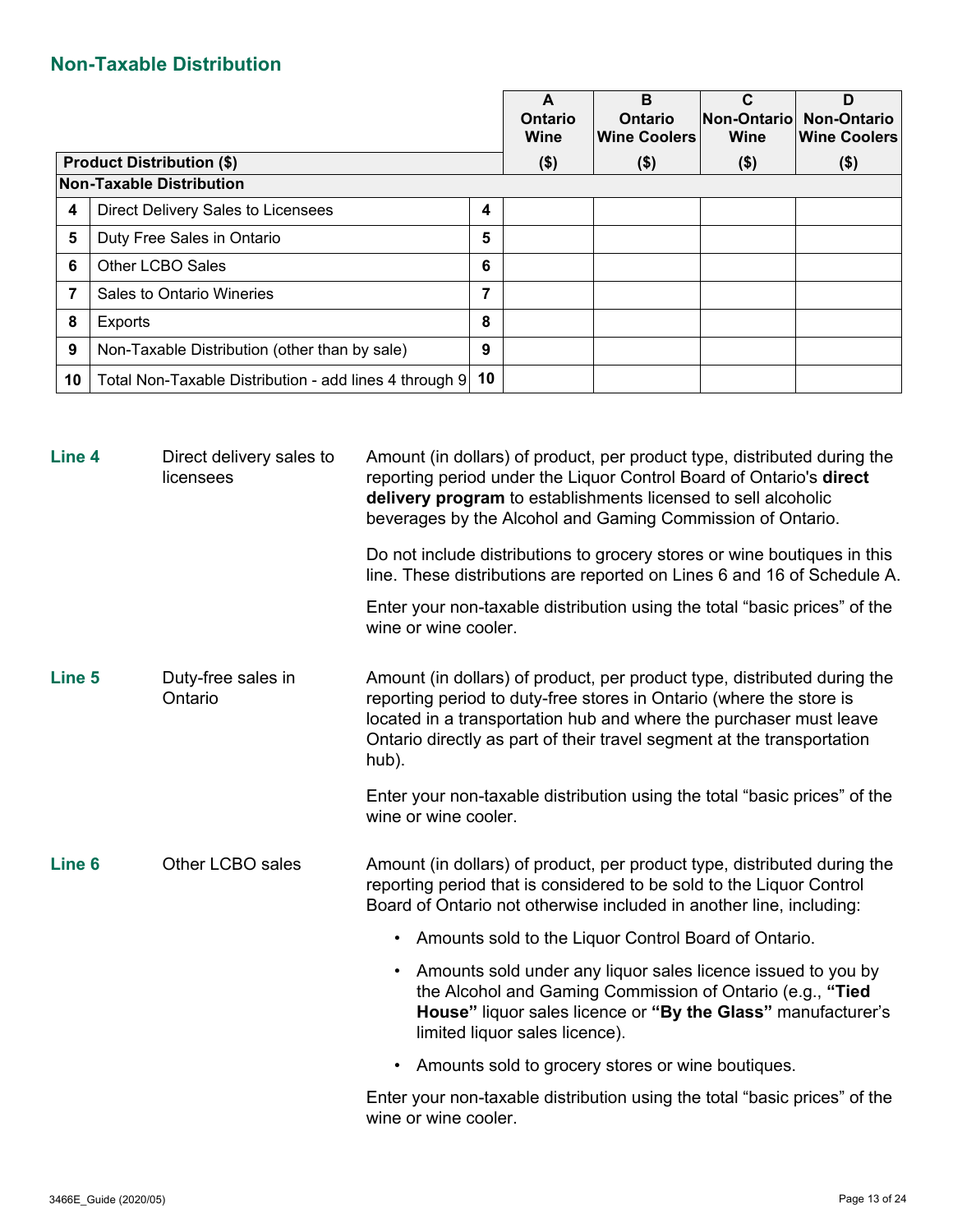## Non-Taxable Distribution

| | Product Distribution ($) | | A Ontario Wine ($) | B Ontario Wine Coolers ($) | C Non-Ontario Wine ($) | D Non-Ontario Wine Coolers ($) |
|---|---|---|---|---|---|---|
| **Non-Taxable Distribution** | | | | | | |
| 4 | Direct Delivery Sales to Licensees | 4 | | | | |
| 5 | Duty Free Sales in Ontario | 5 | | | | |
| 6 | Other LCBO Sales | 6 | | | | |
| 7 | Sales to Ontario Wineries | 7 | | | | |
| 8 | Exports | 8 | | | | |
| 9 | Non-Taxable Distribution (other than by sale) | 9 | | | | |
| 10 | Total Non-Taxable Distribution - add lines 4 through 9 | 10 | | | | |

**Line 4** — Direct delivery sales to licensees

Amount (in dollars) of product, per product type, distributed during the reporting period under the Liquor Control Board of Ontario's **direct delivery program** to establishments licensed to sell alcoholic beverages by the Alcohol and Gaming Commission of Ontario.

Do not include distributions to grocery stores or wine boutiques in this line. These distributions are reported on Lines 6 and 16 of Schedule A.

Enter your non-taxable distribution using the total "basic prices" of the wine or wine cooler.

**Line 5** — Duty-free sales in Ontario

Amount (in dollars) of product, per product type, distributed during the reporting period to duty-free stores in Ontario (where the store is located in a transportation hub and where the purchaser must leave Ontario directly as part of their travel segment at the transportation hub).

Enter your non-taxable distribution using the total "basic prices" of the wine or wine cooler.

**Line 6** — Other LCBO sales

Amount (in dollars) of product, per product type, distributed during the reporting period that is considered to be sold to the Liquor Control Board of Ontario not otherwise included in another line, including:

- Amounts sold to the Liquor Control Board of Ontario.
- Amounts sold under any liquor sales licence issued to you by the Alcohol and Gaming Commission of Ontario (e.g., **"Tied House"** liquor sales licence or **"By the Glass"** manufacturer's limited liquor sales licence).
- Amounts sold to grocery stores or wine boutiques.

Enter your non-taxable distribution using the total "basic prices" of the wine or wine cooler.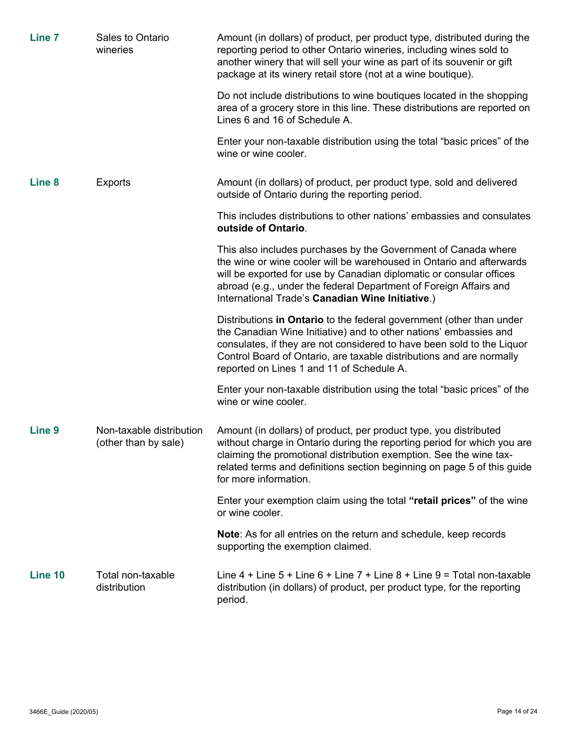| | | |
|---|---|---|
| **Line 7** | Sales to Ontario wineries | Amount (in dollars) of product, per product type, distributed during the reporting period to other Ontario wineries, including wines sold to another winery that will sell your wine as part of its souvenir or gift package at its winery retail store (not at a wine boutique).<br><br>Do not include distributions to wine boutiques located in the shopping area of a grocery store in this line. These distributions are reported on Lines 6 and 16 of Schedule A.<br><br>Enter your non-taxable distribution using the total "basic prices" of the wine or wine cooler. |
| **Line 8** | Exports | Amount (in dollars) of product, per product type, sold and delivered outside of Ontario during the reporting period.<br><br>This includes distributions to other nations' embassies and consulates **outside of Ontario**.<br><br>This also includes purchases by the Government of Canada where the wine or wine cooler will be warehoused in Ontario and afterwards will be exported for use by Canadian diplomatic or consular offices abroad (e.g., under the federal Department of Foreign Affairs and International Trade's **Canadian Wine Initiative**.)<br><br>Distributions **in Ontario** to the federal government (other than under the Canadian Wine Initiative) and to other nations' embassies and consulates, if they are not considered to have been sold to the Liquor Control Board of Ontario, are taxable distributions and are normally reported on Lines 1 and 11 of Schedule A.<br><br>Enter your non-taxable distribution using the total "basic prices" of the wine or wine cooler. |
| **Line 9** | Non-taxable distribution (other than by sale) | Amount (in dollars) of product, per product type, you distributed without charge in Ontario during the reporting period for which you are claiming the promotional distribution exemption. See the wine tax-related terms and definitions section beginning on page 5 of this guide for more information.<br><br>Enter your exemption claim using the total **"retail prices"** of the wine or wine cooler.<br><br>**Note**: As for all entries on the return and schedule, keep records supporting the exemption claimed. |
| **Line 10** | Total non-taxable distribution | Line 4 + Line 5 + Line 6 + Line 7 + Line 8 + Line 9 = Total non-taxable distribution (in dollars) of product, per product type, for the reporting period. |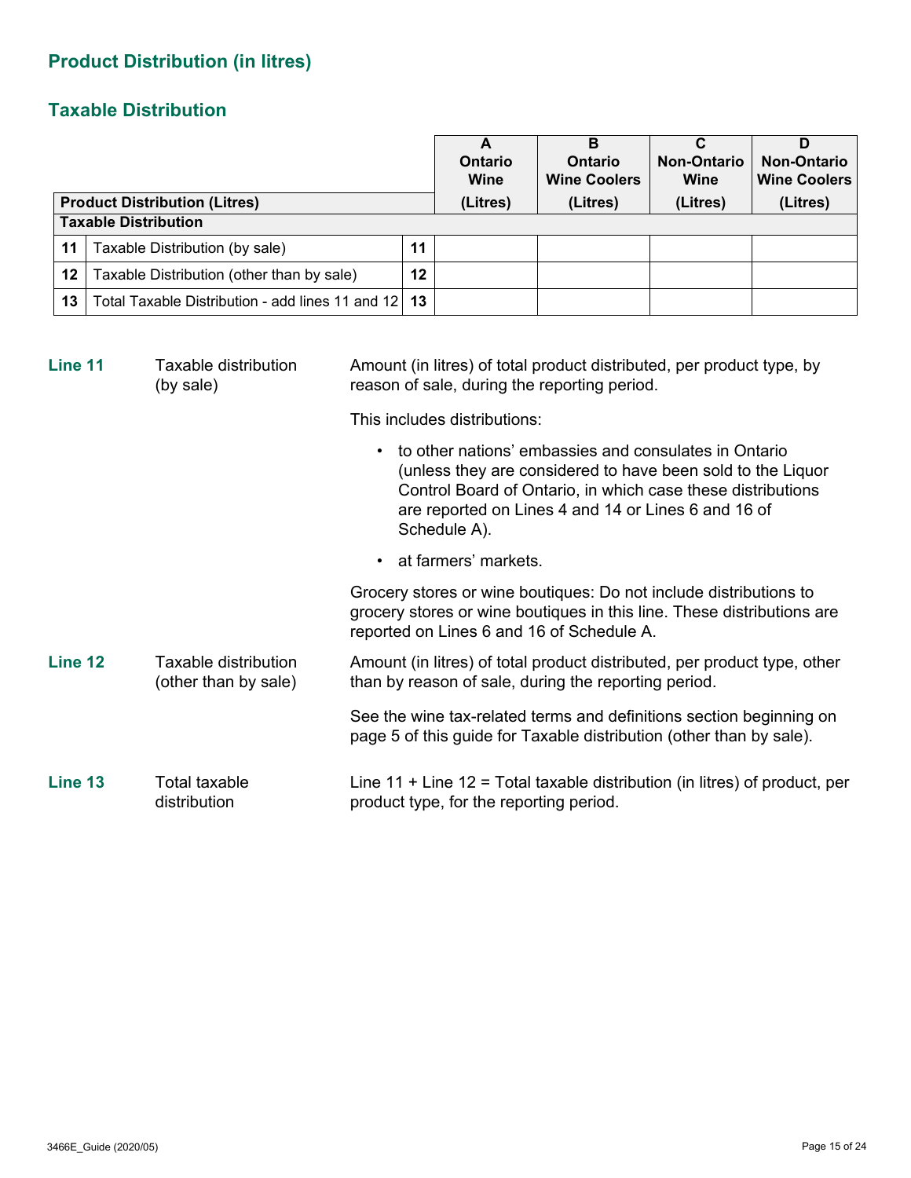## Product Distribution (in litres)

### Taxable Distribution

| Product Distribution (Litres) | | | A Ontario Wine (Litres) | B Ontario Wine Coolers (Litres) | C Non-Ontario Wine (Litres) | D Non-Ontario Wine Coolers (Litres) |
|---|---|---|---|---|---|---|
| **Taxable Distribution** | | | | | | |
| 11 | Taxable Distribution (by sale) | 11 | | | | |
| 12 | Taxable Distribution (other than by sale) | 12 | | | | |
| 13 | Total Taxable Distribution - add lines 11 and 12 | 13 | | | | |

**Line 11** Taxable distribution (by sale)

Amount (in litres) of total product distributed, per product type, by reason of sale, during the reporting period.

This includes distributions:

- to other nations' embassies and consulates in Ontario (unless they are considered to have been sold to the Liquor Control Board of Ontario, in which case these distributions are reported on Lines 4 and 14 or Lines 6 and 16 of Schedule A).
- at farmers' markets.

Grocery stores or wine boutiques: Do not include distributions to grocery stores or wine boutiques in this line. These distributions are reported on Lines 6 and 16 of Schedule A.

**Line 12** Taxable distribution (other than by sale)

Amount (in litres) of total product distributed, per product type, other than by reason of sale, during the reporting period.

See the wine tax-related terms and definitions section beginning on page 5 of this guide for Taxable distribution (other than by sale).

**Line 13** Total taxable distribution

Line 11 + Line 12 = Total taxable distribution (in litres) of product, per product type, for the reporting period.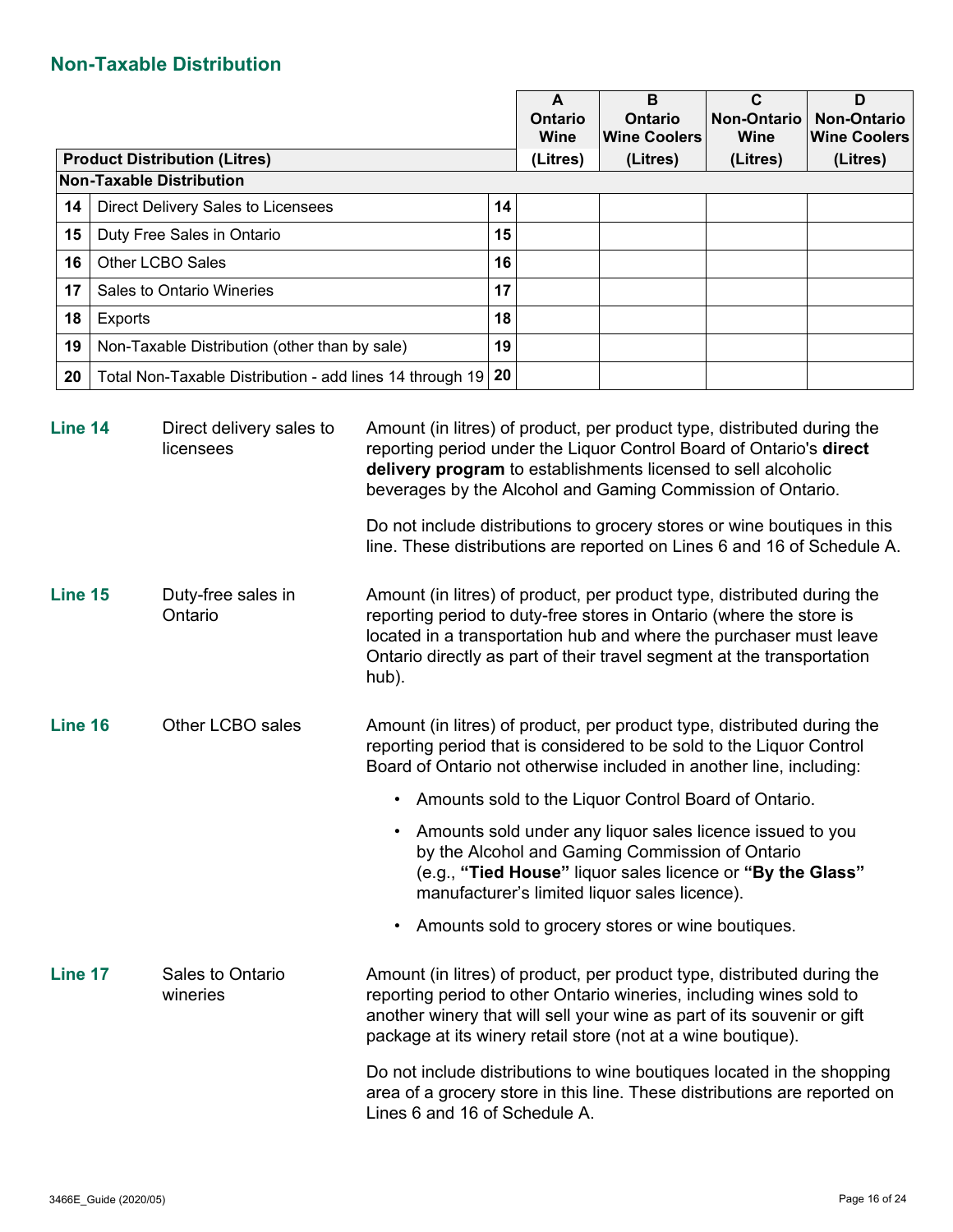## Non-Taxable Distribution

| | Product Distribution (Litres) | | A Ontario Wine (Litres) | B Ontario Wine Coolers (Litres) | C Non-Ontario Wine (Litres) | D Non-Ontario Wine Coolers (Litres) |
|---|---|---|---|---|---|---|
| | **Non-Taxable Distribution** | | | | | |
| 14 | Direct Delivery Sales to Licensees | 14 | | | | |
| 15 | Duty Free Sales in Ontario | 15 | | | | |
| 16 | Other LCBO Sales | 16 | | | | |
| 17 | Sales to Ontario Wineries | 17 | | | | |
| 18 | Exports | 18 | | | | |
| 19 | Non-Taxable Distribution (other than by sale) | 19 | | | | |
| 20 | Total Non-Taxable Distribution - add lines 14 through 19 | 20 | | | | |

**Line 14** — Direct delivery sales to licensees

Amount (in litres) of product, per product type, distributed during the reporting period under the Liquor Control Board of Ontario's **direct delivery program** to establishments licensed to sell alcoholic beverages by the Alcohol and Gaming Commission of Ontario.

Do not include distributions to grocery stores or wine boutiques in this line. These distributions are reported on Lines 6 and 16 of Schedule A.

**Line 15** — Duty-free sales in Ontario

Amount (in litres) of product, per product type, distributed during the reporting period to duty-free stores in Ontario (where the store is located in a transportation hub and where the purchaser must leave Ontario directly as part of their travel segment at the transportation hub).

**Line 16** — Other LCBO sales

Amount (in litres) of product, per product type, distributed during the reporting period that is considered to be sold to the Liquor Control Board of Ontario not otherwise included in another line, including:

- Amounts sold to the Liquor Control Board of Ontario.
- Amounts sold under any liquor sales licence issued to you by the Alcohol and Gaming Commission of Ontario (e.g., **"Tied House"** liquor sales licence or **"By the Glass"** manufacturer's limited liquor sales licence).
- Amounts sold to grocery stores or wine boutiques.

**Line 17** — Sales to Ontario wineries

Amount (in litres) of product, per product type, distributed during the reporting period to other Ontario wineries, including wines sold to another winery that will sell your wine as part of its souvenir or gift package at its winery retail store (not at a wine boutique).

Do not include distributions to wine boutiques located in the shopping area of a grocery store in this line. These distributions are reported on Lines 6 and 16 of Schedule A.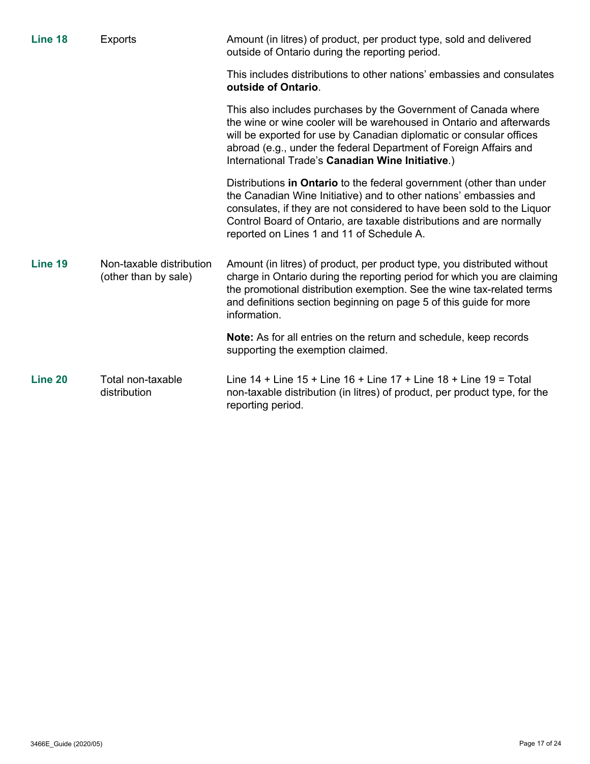| | | |
|---|---|---|
| **Line 18** | Exports | Amount (in litres) of product, per product type, sold and delivered outside of Ontario during the reporting period.<br><br>This includes distributions to other nations' embassies and consulates **outside of Ontario**.<br><br>This also includes purchases by the Government of Canada where the wine or wine cooler will be warehoused in Ontario and afterwards will be exported for use by Canadian diplomatic or consular offices abroad (e.g., under the federal Department of Foreign Affairs and International Trade's **Canadian Wine Initiative**.)<br><br>Distributions **in Ontario** to the federal government (other than under the Canadian Wine Initiative) and to other nations' embassies and consulates, if they are not considered to have been sold to the Liquor Control Board of Ontario, are taxable distributions and are normally reported on Lines 1 and 11 of Schedule A. |
| **Line 19** | Non-taxable distribution (other than by sale) | Amount (in litres) of product, per product type, you distributed without charge in Ontario during the reporting period for which you are claiming the promotional distribution exemption. See the wine tax-related terms and definitions section beginning on page 5 of this guide for more information.<br><br>**Note:** As for all entries on the return and schedule, keep records supporting the exemption claimed. |
| **Line 20** | Total non-taxable distribution | Line 14 + Line 15 + Line 16 + Line 17 + Line 18 + Line 19 = Total non-taxable distribution (in litres) of product, per product type, for the reporting period. |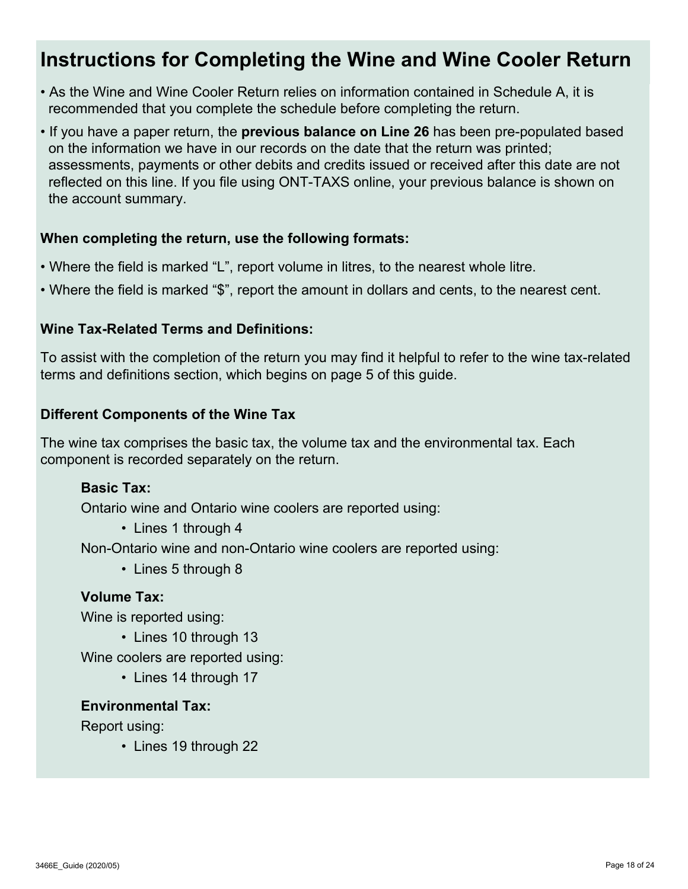# Instructions for Completing the Wine and Wine Cooler Return

- As the Wine and Wine Cooler Return relies on information contained in Schedule A, it is recommended that you complete the schedule before completing the return.
- If you have a paper return, the **previous balance on Line 26** has been pre-populated based on the information we have in our records on the date that the return was printed; assessments, payments or other debits and credits issued or received after this date are not reflected on this line. If you file using ONT-TAXS online, your previous balance is shown on the account summary.

**When completing the return, use the following formats:**

- Where the field is marked "L", report volume in litres, to the nearest whole litre.
- Where the field is marked "$", report the amount in dollars and cents, to the nearest cent.

**Wine Tax-Related Terms and Definitions:**

To assist with the completion of the return you may find it helpful to refer to the wine tax-related terms and definitions section, which begins on page 5 of this guide.

**Different Components of the Wine Tax**

The wine tax comprises the basic tax, the volume tax and the environmental tax. Each component is recorded separately on the return.

**Basic Tax:**

Ontario wine and Ontario wine coolers are reported using:

- Lines 1 through 4

Non-Ontario wine and non-Ontario wine coolers are reported using:

- Lines 5 through 8

**Volume Tax:**

Wine is reported using:

- Lines 10 through 13

Wine coolers are reported using:

- Lines 14 through 17

**Environmental Tax:**

Report using:

- Lines 19 through 22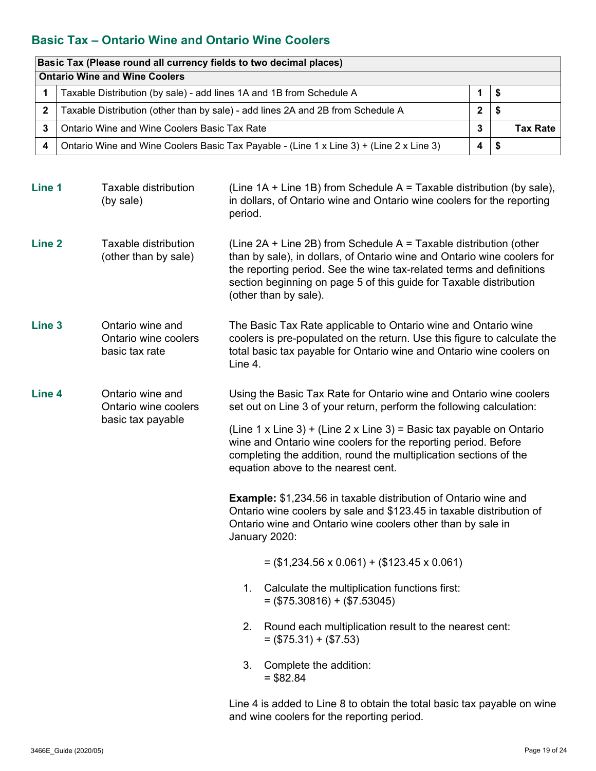## Basic Tax – Ontario Wine and Ontario Wine Coolers

| Basic Tax (Please round all currency fields to two decimal places) | | | |
|---|---|---|---|
| **Ontario Wine and Wine Coolers** | | | |
| 1 | Taxable Distribution (by sale) - add lines 1A and 1B from Schedule A | 1 | $ |
| 2 | Taxable Distribution (other than by sale) - add lines 2A and 2B from Schedule A | 2 | $ |
| 3 | Ontario Wine and Wine Coolers Basic Tax Rate | 3 | **Tax Rate** |
| 4 | Ontario Wine and Wine Coolers Basic Tax Payable - (Line 1 x Line 3) + (Line 2 x Line 3) | 4 | $ |

**Line 1** Taxable distribution (by sale)

(Line 1A + Line 1B) from Schedule A = Taxable distribution (by sale), in dollars, of Ontario wine and Ontario wine coolers for the reporting period.

**Line 2** Taxable distribution (other than by sale)

(Line 2A + Line 2B) from Schedule A = Taxable distribution (other than by sale), in dollars, of Ontario wine and Ontario wine coolers for the reporting period. See the wine tax-related terms and definitions section beginning on page 5 of this guide for Taxable distribution (other than by sale).

**Line 3** Ontario wine and Ontario wine coolers basic tax rate

The Basic Tax Rate applicable to Ontario wine and Ontario wine coolers is pre-populated on the return. Use this figure to calculate the total basic tax payable for Ontario wine and Ontario wine coolers on Line 4.

**Line 4** Ontario wine and Ontario wine coolers basic tax payable

Using the Basic Tax Rate for Ontario wine and Ontario wine coolers set out on Line 3 of your return, perform the following calculation:

(Line 1 x Line 3) + (Line 2 x Line 3) = Basic tax payable on Ontario wine and Ontario wine coolers for the reporting period. Before completing the addition, round the multiplication sections of the equation above to the nearest cent.

**Example:** $1,234.56 in taxable distribution of Ontario wine and Ontario wine coolers by sale and $123.45 in taxable distribution of Ontario wine and Ontario wine coolers other than by sale in January 2020:

= ($1,234.56 x 0.061) + ($123.45 x 0.061)

1. Calculate the multiplication functions first:
   = ($75.30816) + ($7.53045)
2. Round each multiplication result to the nearest cent:
   = ($75.31) + ($7.53)
3. Complete the addition:
   = $82.84

Line 4 is added to Line 8 to obtain the total basic tax payable on wine and wine coolers for the reporting period.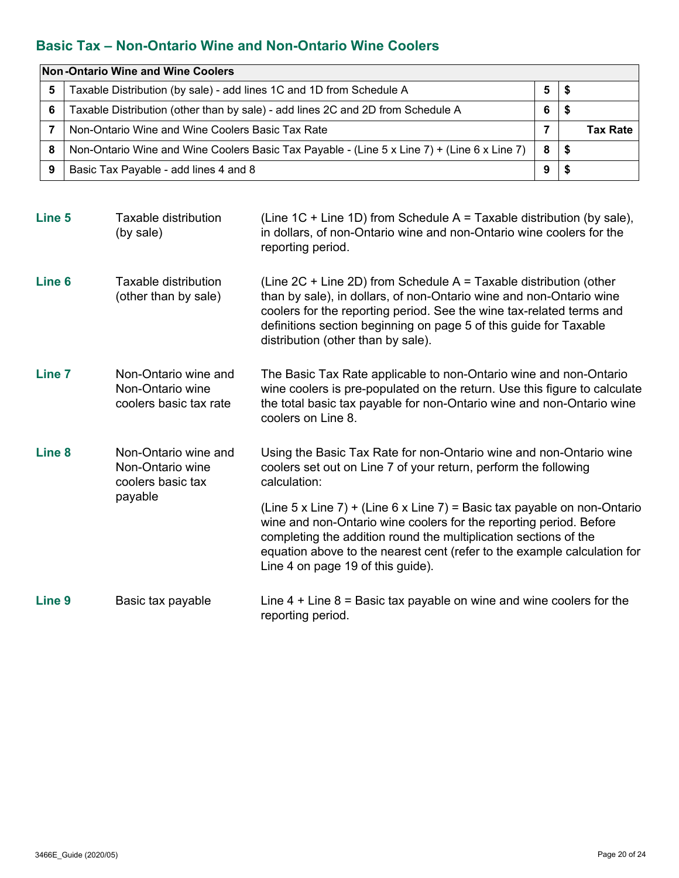## Basic Tax – Non-Ontario Wine and Non-Ontario Wine Coolers

| Non -Ontario Wine and Wine Coolers | | | |
|---|---|---|---|
| 5 | Taxable Distribution (by sale) - add lines 1C and 1D from Schedule A | 5 | $ |
| 6 | Taxable Distribution (other than by sale) - add lines 2C and 2D from Schedule A | 6 | $ |
| 7 | Non-Ontario Wine and Wine Coolers Basic Tax Rate | 7 | Tax Rate |
| 8 | Non-Ontario Wine and Wine Coolers Basic Tax Payable - (Line 5 x Line 7) + (Line 6 x Line 7) | 8 | $ |
| 9 | Basic Tax Payable - add lines 4 and 8 | 9 | $ |

**Line 5** Taxable distribution (by sale)

(Line 1C + Line 1D) from Schedule A = Taxable distribution (by sale), in dollars, of non-Ontario wine and non-Ontario wine coolers for the reporting period.

**Line 6** Taxable distribution (other than by sale)

(Line 2C + Line 2D) from Schedule A = Taxable distribution (other than by sale), in dollars, of non-Ontario wine and non-Ontario wine coolers for the reporting period. See the wine tax-related terms and definitions section beginning on page 5 of this guide for Taxable distribution (other than by sale).

**Line 7** Non-Ontario wine and Non-Ontario wine coolers basic tax rate

The Basic Tax Rate applicable to non-Ontario wine and non-Ontario wine coolers is pre-populated on the return. Use this figure to calculate the total basic tax payable for non-Ontario wine and non-Ontario wine coolers on Line 8.

**Line 8** Non-Ontario wine and Non-Ontario wine coolers basic tax payable

Using the Basic Tax Rate for non-Ontario wine and non-Ontario wine coolers set out on Line 7 of your return, perform the following calculation:

(Line 5 x Line 7) + (Line 6 x Line 7) = Basic tax payable on non-Ontario wine and non-Ontario wine coolers for the reporting period. Before completing the addition round the multiplication sections of the equation above to the nearest cent (refer to the example calculation for Line 4 on page 19 of this guide).

**Line 9** Basic tax payable

Line 4 + Line 8 = Basic tax payable on wine and wine coolers for the reporting period.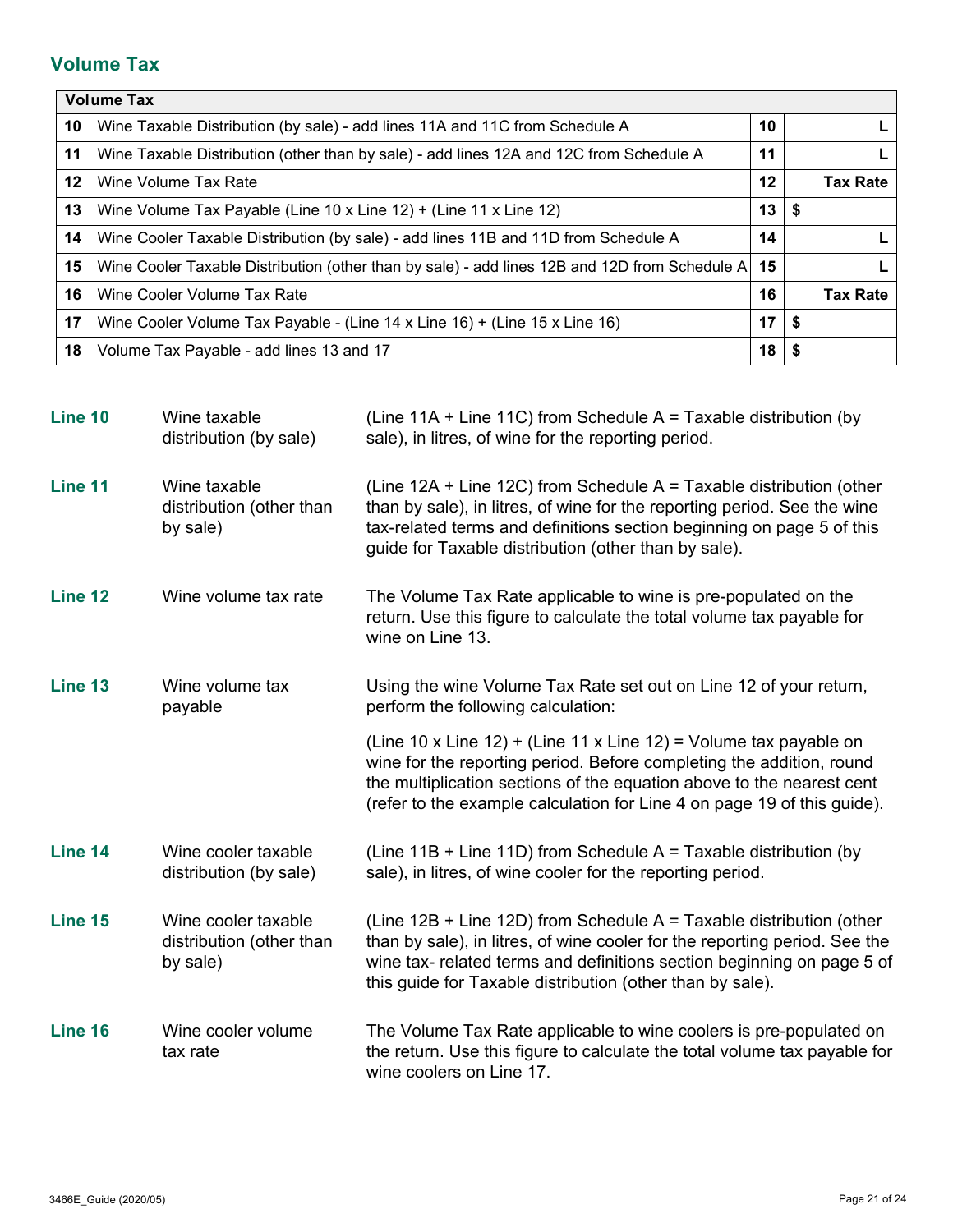## Volume Tax

| Volume Tax | | | |
|---|---|---|---|
| 10 | Wine Taxable Distribution (by sale) - add lines 11A and 11C from Schedule A | 10 | L |
| 11 | Wine Taxable Distribution (other than by sale) - add lines 12A and 12C from Schedule A | 11 | L |
| 12 | Wine Volume Tax Rate | 12 | Tax Rate |
| 13 | Wine Volume Tax Payable (Line 10 x Line 12) + (Line 11 x Line 12) | 13 | $ |
| 14 | Wine Cooler Taxable Distribution (by sale) - add lines 11B and 11D from Schedule A | 14 | L |
| 15 | Wine Cooler Taxable Distribution (other than by sale) - add lines 12B and 12D from Schedule A | 15 | L |
| 16 | Wine Cooler Volume Tax Rate | 16 | Tax Rate |
| 17 | Wine Cooler Volume Tax Payable - (Line 14 x Line 16) + (Line 15 x Line 16) | 17 | $ |
| 18 | Volume Tax Payable - add lines 13 and 17 | 18 | $ |

| | | |
|---|---|---|
| **Line 10** | Wine taxable distribution (by sale) | (Line 11A + Line 11C) from Schedule A = Taxable distribution (by sale), in litres, of wine for the reporting period. |
| **Line 11** | Wine taxable distribution (other than by sale) | (Line 12A + Line 12C) from Schedule A = Taxable distribution (other than by sale), in litres, of wine for the reporting period. See the wine tax-related terms and definitions section beginning on page 5 of this guide for Taxable distribution (other than by sale). |
| **Line 12** | Wine volume tax rate | The Volume Tax Rate applicable to wine is pre-populated on the return. Use this figure to calculate the total volume tax payable for wine on Line 13. |
| **Line 13** | Wine volume tax payable | Using the wine Volume Tax Rate set out on Line 12 of your return, perform the following calculation:<br><br>(Line 10 x Line 12) + (Line 11 x Line 12) = Volume tax payable on wine for the reporting period. Before completing the addition, round the multiplication sections of the equation above to the nearest cent (refer to the example calculation for Line 4 on page 19 of this guide). |
| **Line 14** | Wine cooler taxable distribution (by sale) | (Line 11B + Line 11D) from Schedule A = Taxable distribution (by sale), in litres, of wine cooler for the reporting period. |
| **Line 15** | Wine cooler taxable distribution (other than by sale) | (Line 12B + Line 12D) from Schedule A = Taxable distribution (other than by sale), in litres, of wine cooler for the reporting period. See the wine tax- related terms and definitions section beginning on page 5 of this guide for Taxable distribution (other than by sale). |
| **Line 16** | Wine cooler volume tax rate | The Volume Tax Rate applicable to wine coolers is pre-populated on the return. Use this figure to calculate the total volume tax payable for wine coolers on Line 17. |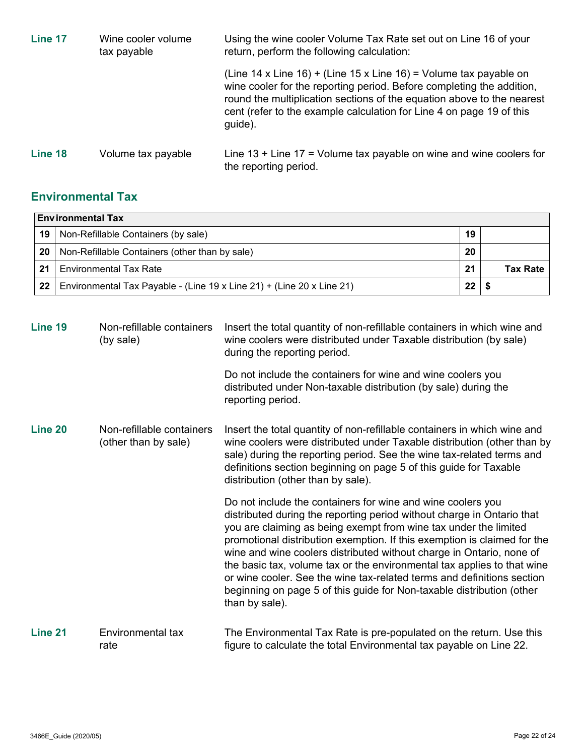**Line 17** Wine cooler volume tax payable

Using the wine cooler Volume Tax Rate set out on Line 16 of your return, perform the following calculation:

(Line 14 x Line 16) + (Line 15 x Line 16) = Volume tax payable on wine cooler for the reporting period. Before completing the addition, round the multiplication sections of the equation above to the nearest cent (refer to the example calculation for Line 4 on page 19 of this guide).

**Line 18** Volume tax payable

Line 13 + Line 17 = Volume tax payable on wine and wine coolers for the reporting period.

## Environmental Tax

| Environmental Tax | | | |
|---|---|---|---|
| 19 | Non-Refillable Containers (by sale) | 19 | |
| 20 | Non-Refillable Containers (other than by sale) | 20 | |
| 21 | Environmental Tax Rate | 21 | **Tax Rate** |
| 22 | Environmental Tax Payable - (Line 19 x Line 21) + (Line 20 x Line 21) | 22 | $ |

**Line 19** Non-refillable containers (by sale)

Insert the total quantity of non-refillable containers in which wine and wine coolers were distributed under Taxable distribution (by sale) during the reporting period.

Do not include the containers for wine and wine coolers you distributed under Non-taxable distribution (by sale) during the reporting period.

**Line 20** Non-refillable containers (other than by sale)

Insert the total quantity of non-refillable containers in which wine and wine coolers were distributed under Taxable distribution (other than by sale) during the reporting period. See the wine tax-related terms and definitions section beginning on page 5 of this guide for Taxable distribution (other than by sale).

Do not include the containers for wine and wine coolers you distributed during the reporting period without charge in Ontario that you are claiming as being exempt from wine tax under the limited promotional distribution exemption. If this exemption is claimed for the wine and wine coolers distributed without charge in Ontario, none of the basic tax, volume tax or the environmental tax applies to that wine or wine cooler. See the wine tax-related terms and definitions section beginning on page 5 of this guide for Non-taxable distribution (other than by sale).

**Line 21** Environmental tax rate

The Environmental Tax Rate is pre-populated on the return. Use this figure to calculate the total Environmental tax payable on Line 22.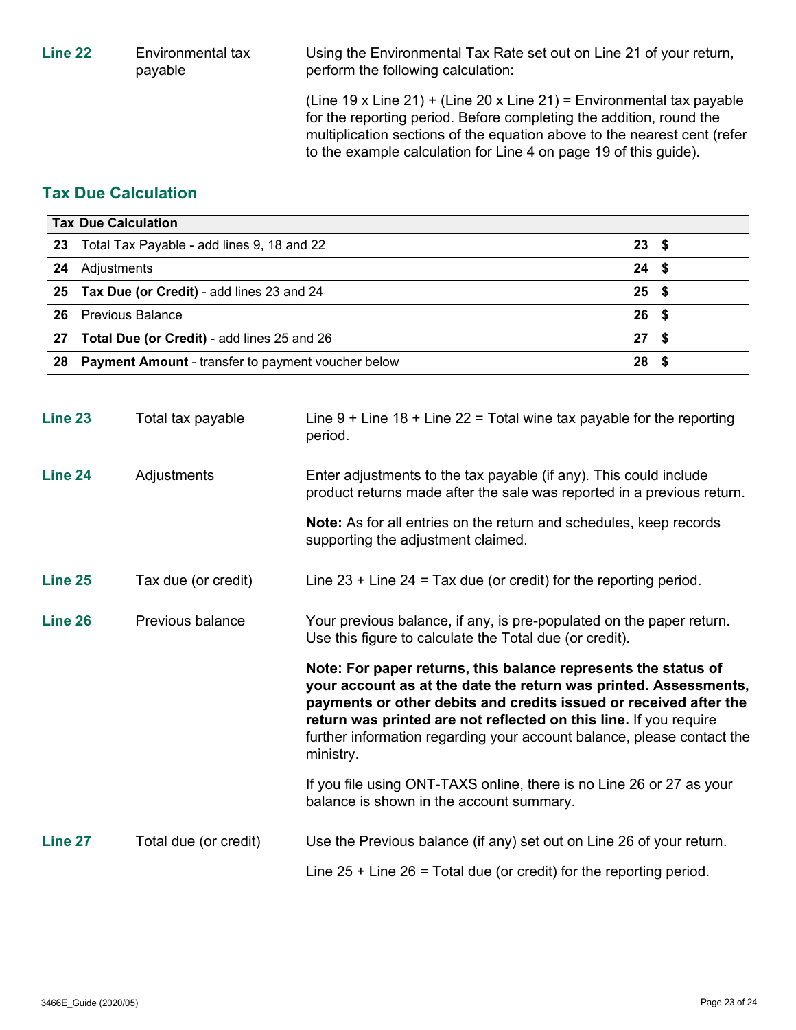**Line 22** Environmental tax payable

Using the Environmental Tax Rate set out on Line 21 of your return, perform the following calculation:

(Line 19 x Line 21) + (Line 20 x Line 21) = Environmental tax payable for the reporting period. Before completing the addition, round the multiplication sections of the equation above to the nearest cent (refer to the example calculation for Line 4 on page 19 of this guide).

## Tax Due Calculation

| Tax Due Calculation | | | |
|---|---|---|---|
| 23 | Total Tax Payable - add lines 9, 18 and 22 | 23 | $ |
| 24 | Adjustments | 24 | $ |
| 25 | **Tax Due (or Credit)** - add lines 23 and 24 | 25 | $ |
| 26 | Previous Balance | 26 | $ |
| 27 | **Total Due (or Credit)** - add lines 25 and 26 | 27 | $ |
| 28 | **Payment Amount** - transfer to payment voucher below | 28 | $ |

**Line 23** Total tax payable

Line 9 + Line 18 + Line 22 = Total wine tax payable for the reporting period.

**Line 24** Adjustments

Enter adjustments to the tax payable (if any). This could include product returns made after the sale was reported in a previous return.

**Note:** As for all entries on the return and schedules, keep records supporting the adjustment claimed.

**Line 25** Tax due (or credit)

Line 23 + Line 24 = Tax due (or credit) for the reporting period.

**Line 26** Previous balance

Your previous balance, if any, is pre-populated on the paper return. Use this figure to calculate the Total due (or credit).

**Note: For paper returns, this balance represents the status of your account as at the date the return was printed. Assessments, payments or other debits and credits issued or received after the return was printed are not reflected on this line.** If you require further information regarding your account balance, please contact the ministry.

If you file using ONT-TAXS online, there is no Line 26 or 27 as your balance is shown in the account summary.

**Line 27** Total due (or credit)

Use the Previous balance (if any) set out on Line 26 of your return.

Line 25 + Line 26 = Total due (or credit) for the reporting period.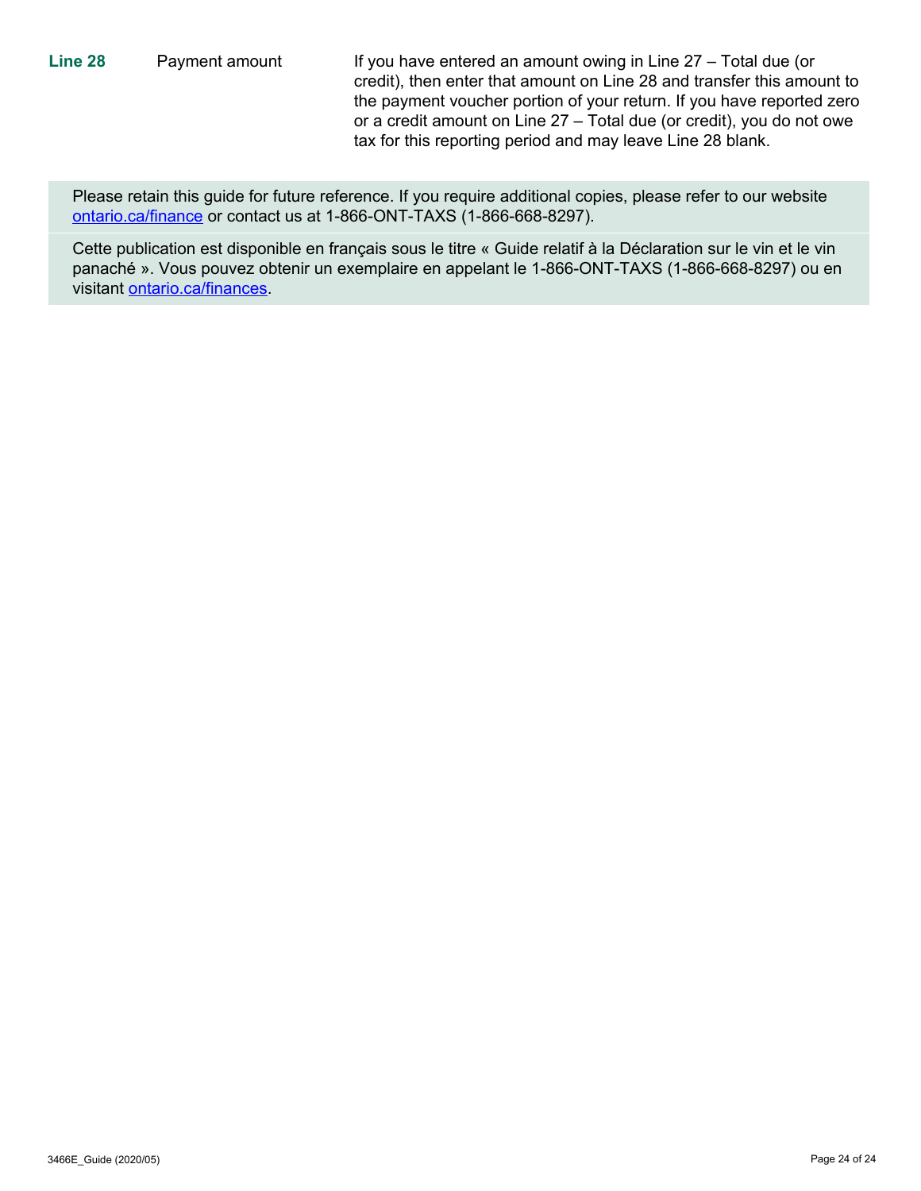| | | |
|---|---|---|
| **Line 28** | Payment amount | If you have entered an amount owing in Line 27 – Total due (or credit), then enter that amount on Line 28 and transfer this amount to the payment voucher portion of your return. If you have reported zero or a credit amount on Line 27 – Total due (or credit), you do not owe tax for this reporting period and may leave Line 28 blank. |

Please retain this guide for future reference. If you require additional copies, please refer to our website [ontario.ca/finance](ontario.ca/finance) or contact us at 1-866-ONT-TAXS (1-866-668-8297).

Cette publication est disponible en français sous le titre « Guide relatif à la Déclaration sur le vin et le vin panaché ». Vous pouvez obtenir un exemplaire en appelant le 1-866-ONT-TAXS (1-866-668-8297) ou en visitant [ontario.ca/finances](ontario.ca/finances).

3466E_Guide (2020/05)